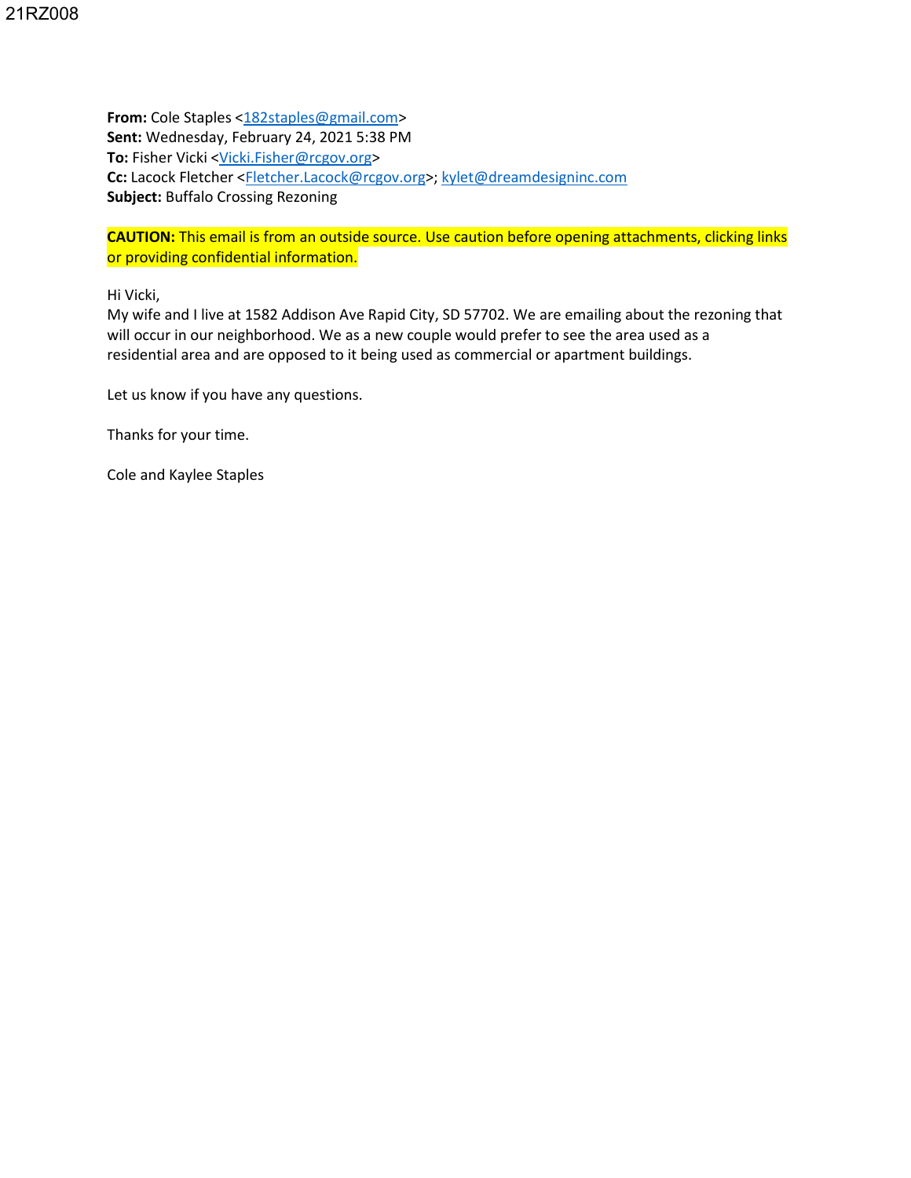21RZ008

**From:** Cole Staples <182staples@gmail.com>
**Sent:** Wednesday, February 24, 2021 5:38 PM
**To:** Fisher Vicki <Vicki.Fisher@rcgov.org>
**Cc:** Lacock Fletcher <Fletcher.Lacock@rcgov.org>; kylet@dreamdesigninc.com
**Subject:** Buffalo Crossing Rezoning

**CAUTION:** This email is from an outside source. Use caution before opening attachments, clicking links or providing confidential information.

Hi Vicki,
My wife and I live at 1582 Addison Ave Rapid City, SD 57702. We are emailing about the rezoning that will occur in our neighborhood. We as a new couple would prefer to see the area used as a residential area and are opposed to it being used as commercial or apartment buildings.

Let us know if you have any questions.

Thanks for your time.

Cole and Kaylee Staples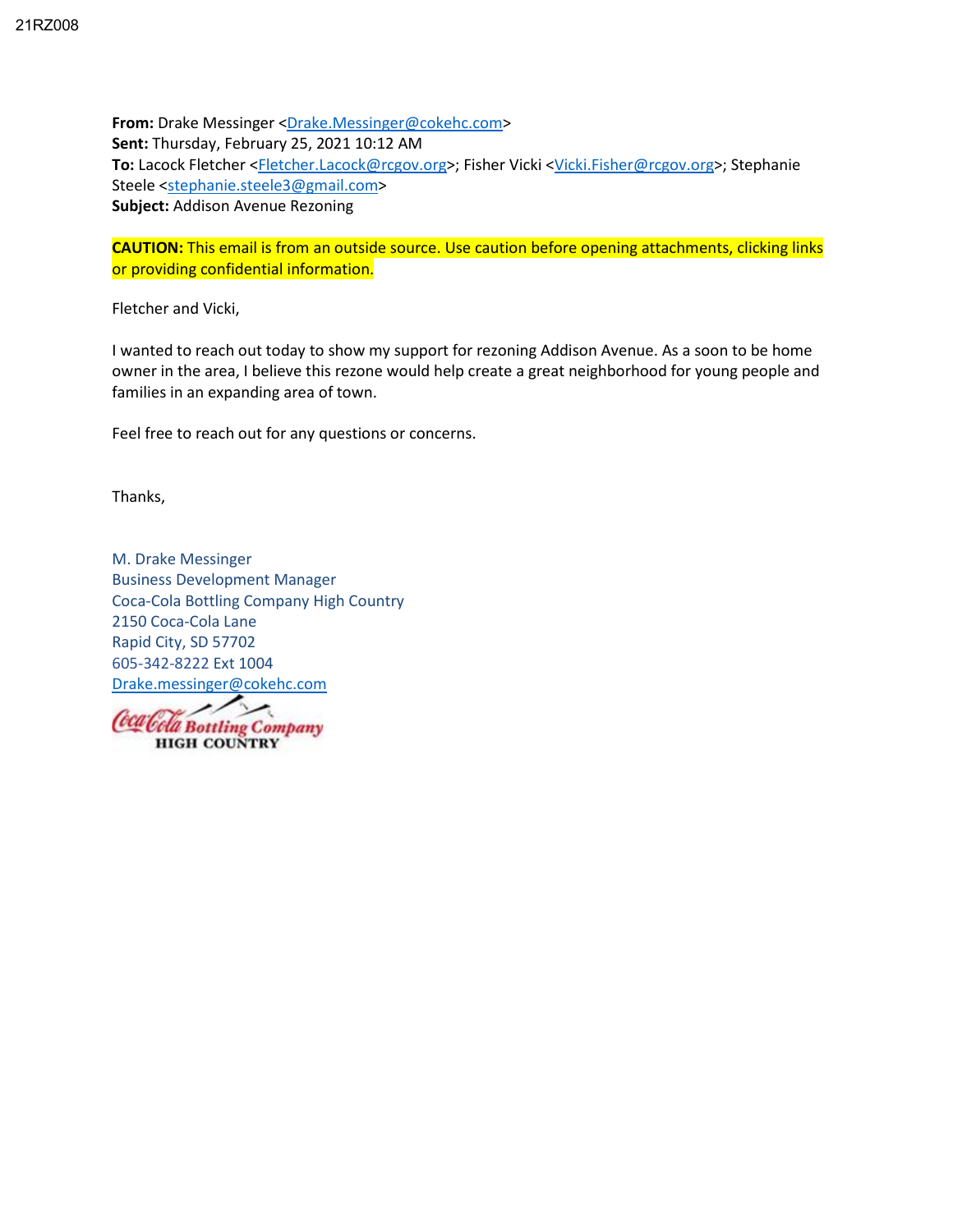21RZ008

**From:** Drake Messinger <Drake.Messinger@cokehc.com>
**Sent:** Thursday, February 25, 2021 10:12 AM
**To:** Lacock Fletcher <Fletcher.Lacock@rcgov.org>; Fisher Vicki <Vicki.Fisher@rcgov.org>; Stephanie Steele <stephanie.steele3@gmail.com>
**Subject:** Addison Avenue Rezoning

**CAUTION:** This email is from an outside source. Use caution before opening attachments, clicking links or providing confidential information.

Fletcher and Vicki,

I wanted to reach out today to show my support for rezoning Addison Avenue. As a soon to be home owner in the area, I believe this rezone would help create a great neighborhood for young people and families in an expanding area of town.

Feel free to reach out for any questions or concerns.

Thanks,

M. Drake Messinger
Business Development Manager
Coca-Cola Bottling Company High Country
2150 Coca-Cola Lane
Rapid City, SD 57702
605-342-8222 Ext 1004
Drake.messinger@cokehc.com

Coca-Cola Bottling Company
HIGH COUNTRY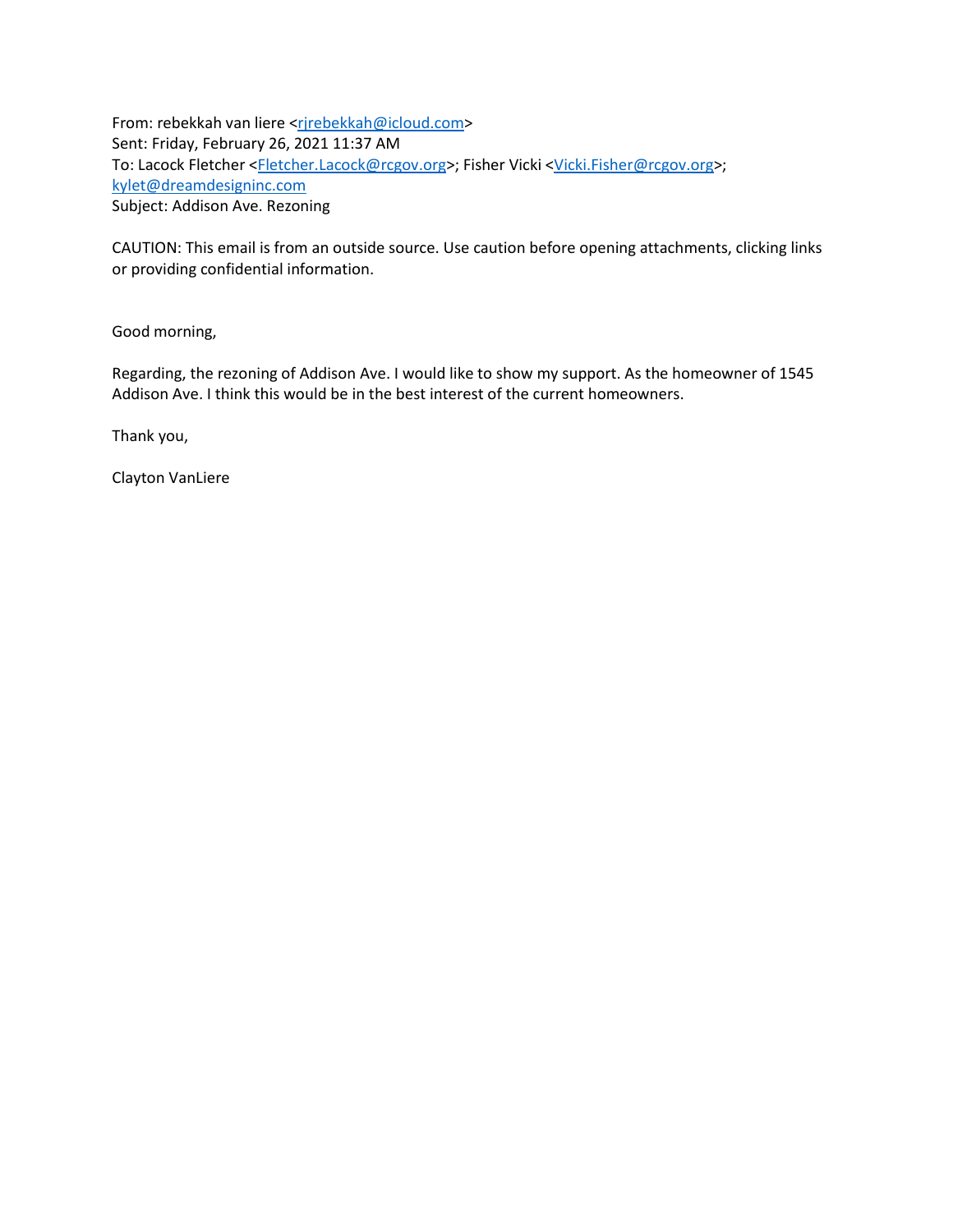From: rebekkah van liere <rjrebekkah@icloud.com>
Sent: Friday, February 26, 2021 11:37 AM
To: Lacock Fletcher <Fletcher.Lacock@rcgov.org>; Fisher Vicki <Vicki.Fisher@rcgov.org>; kylet@dreamdesigninc.com
Subject: Addison Ave. Rezoning

CAUTION: This email is from an outside source. Use caution before opening attachments, clicking links or providing confidential information.

Good morning,

Regarding, the rezoning of Addison Ave. I would like to show my support. As the homeowner of 1545 Addison Ave. I think this would be in the best interest of the current homeowners.

Thank you,

Clayton VanLiere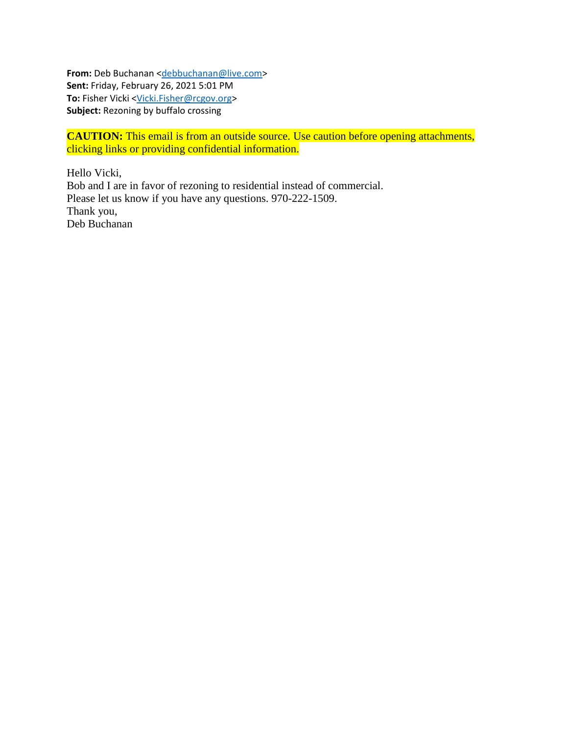**From:** Deb Buchanan <debbuchanan@live.com>
**Sent:** Friday, February 26, 2021 5:01 PM
**To:** Fisher Vicki <Vicki.Fisher@rcgov.org>
**Subject:** Rezoning by buffalo crossing

**CAUTION:** This email is from an outside source. Use caution before opening attachments, clicking links or providing confidential information.

Hello Vicki,
Bob and I are in favor of rezoning to residential instead of commercial.
Please let us know if you have any questions. 970-222-1509.
Thank you,
Deb Buchanan